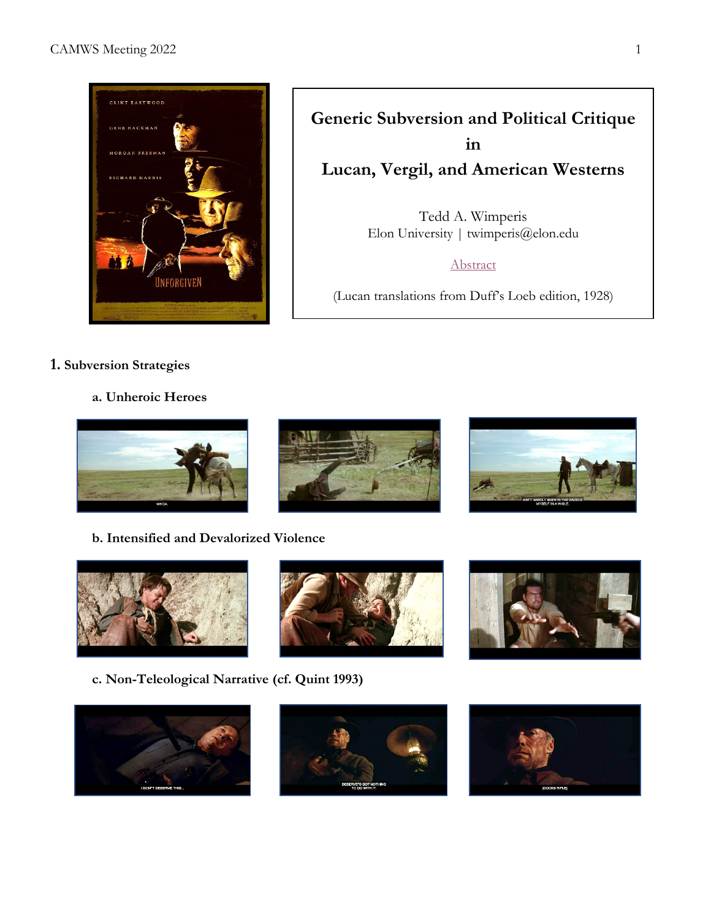# Generic Subversion and Political Critique in Lucan, Vergil, and American Westerns

Tedd A. Wimperis
Elon University | twimperis@elon.edu

Abstract

(Lucan translations from Duff's Loeb edition, 1928)

## 1. Subversion Strategies

### a. Unheroic Heroes

### b. Intensified and Devalorized Violence

### c. Non-Teleological Narrative (cf. Quint 1993)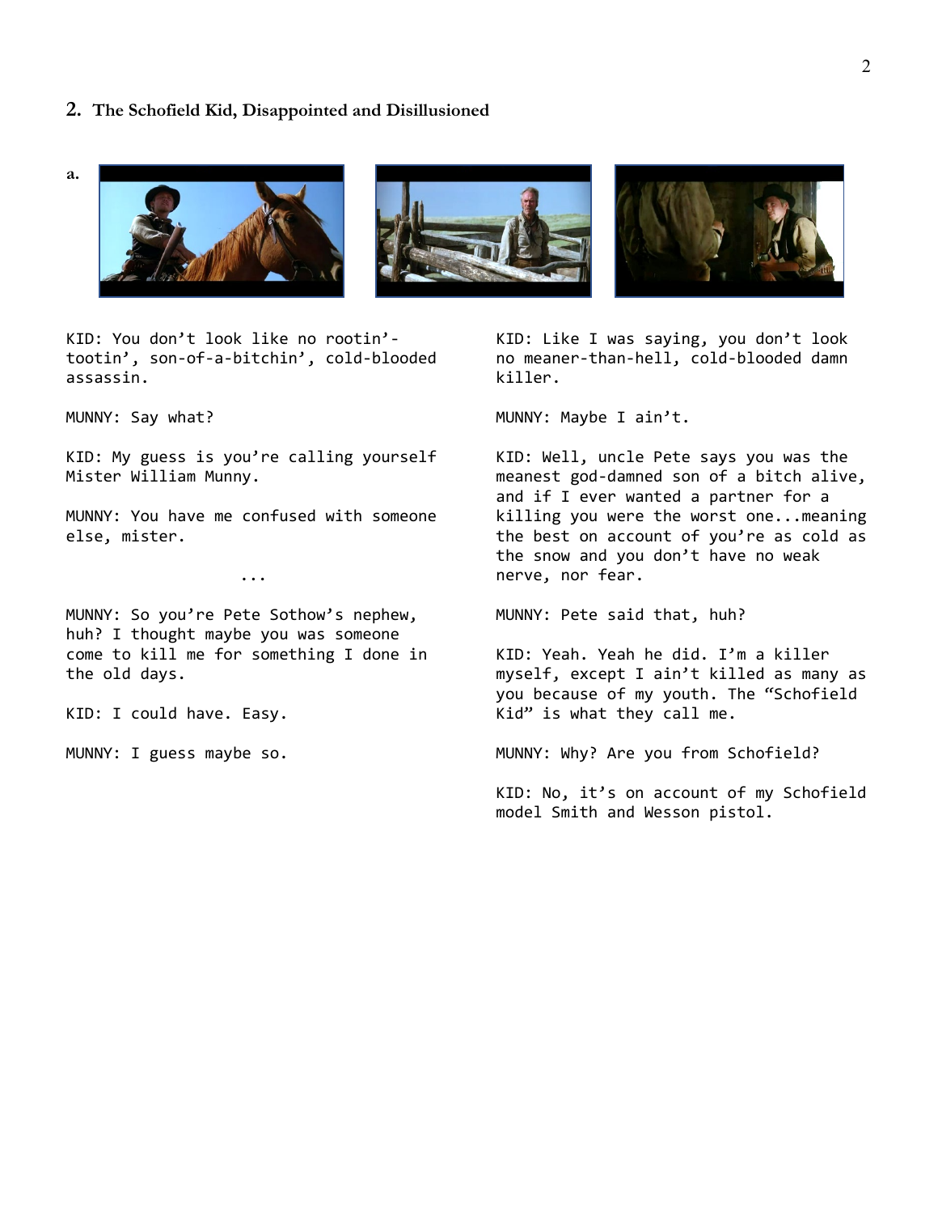## 2. The Schofield Kid, Disappointed and Disillusioned

**a.**

KID: You don't look like no rootin'-tootin', son-of-a-bitchin', cold-blooded assassin.

MUNNY: Say what?

KID: My guess is you're calling yourself Mister William Munny.

MUNNY: You have me confused with someone else, mister.

...

MUNNY: So you're Pete Sothow's nephew, huh? I thought maybe you was someone come to kill me for something I done in the old days.

KID: I could have. Easy.

MUNNY: I guess maybe so.

KID: Like I was saying, you don't look no meaner-than-hell, cold-blooded damn killer.

MUNNY: Maybe I ain't.

KID: Well, uncle Pete says you was the meanest god-damned son of a bitch alive, and if I ever wanted a partner for a killing you were the worst one...meaning the best on account of you're as cold as the snow and you don't have no weak nerve, nor fear.

MUNNY: Pete said that, huh?

KID: Yeah. Yeah he did. I'm a killer myself, except I ain't killed as many as you because of my youth. The "Schofield Kid" is what they call me.

MUNNY: Why? Are you from Schofield?

KID: No, it's on account of my Schofield model Smith and Wesson pistol.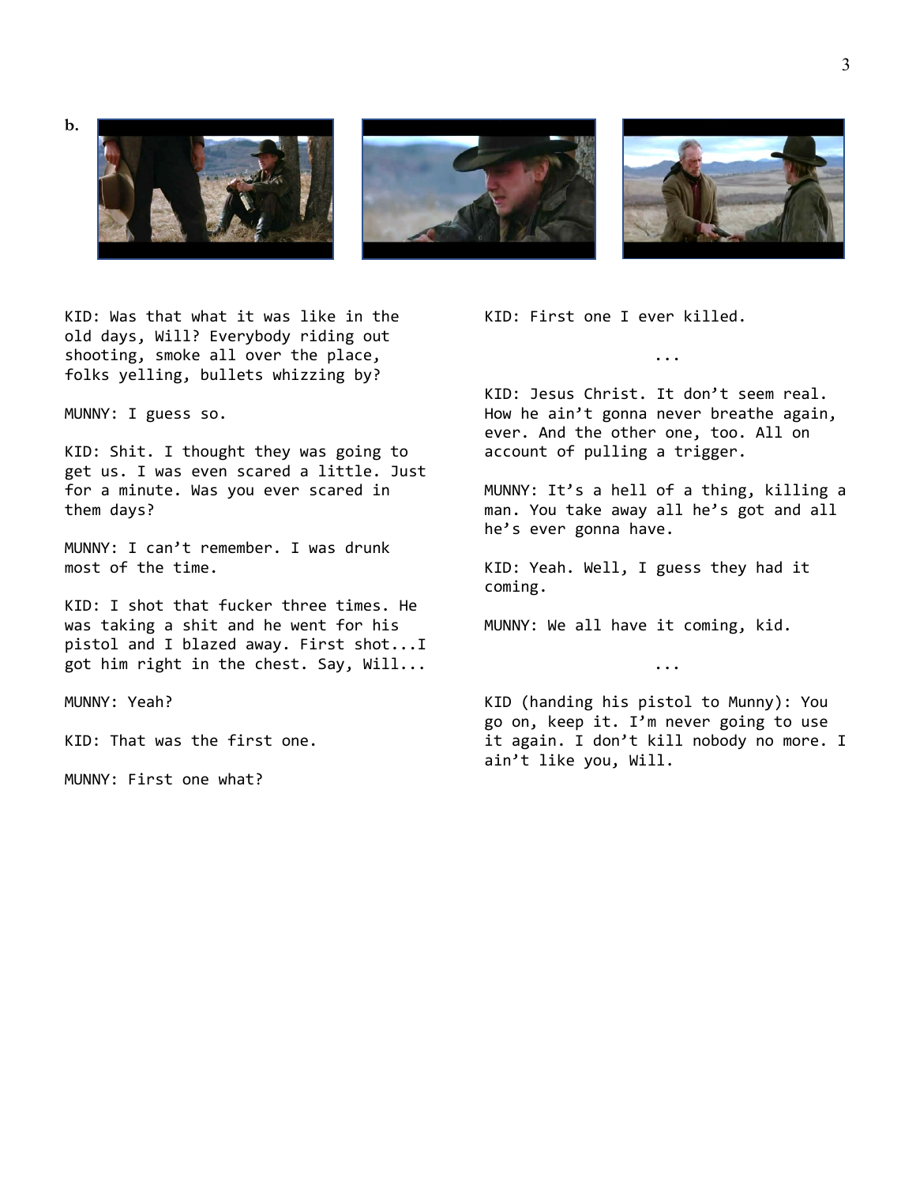**b.**

KID: Was that what it was like in the old days, Will? Everybody riding out shooting, smoke all over the place, folks yelling, bullets whizzing by?

MUNNY: I guess so.

KID: Shit. I thought they was going to get us. I was even scared a little. Just for a minute. Was you ever scared in them days?

MUNNY: I can't remember. I was drunk most of the time.

KID: I shot that fucker three times. He was taking a shit and he went for his pistol and I blazed away. First shot...I got him right in the chest. Say, Will...

MUNNY: Yeah?

KID: That was the first one.

MUNNY: First one what?

KID: First one I ever killed.

...

KID: Jesus Christ. It don't seem real. How he ain't gonna never breathe again, ever. And the other one, too. All on account of pulling a trigger.

MUNNY: It's a hell of a thing, killing a man. You take away all he's got and all he's ever gonna have.

KID: Yeah. Well, I guess they had it coming.

MUNNY: We all have it coming, kid.

...

KID (handing his pistol to Munny): You go on, keep it. I'm never going to use it again. I don't kill nobody no more. I ain't like you, Will.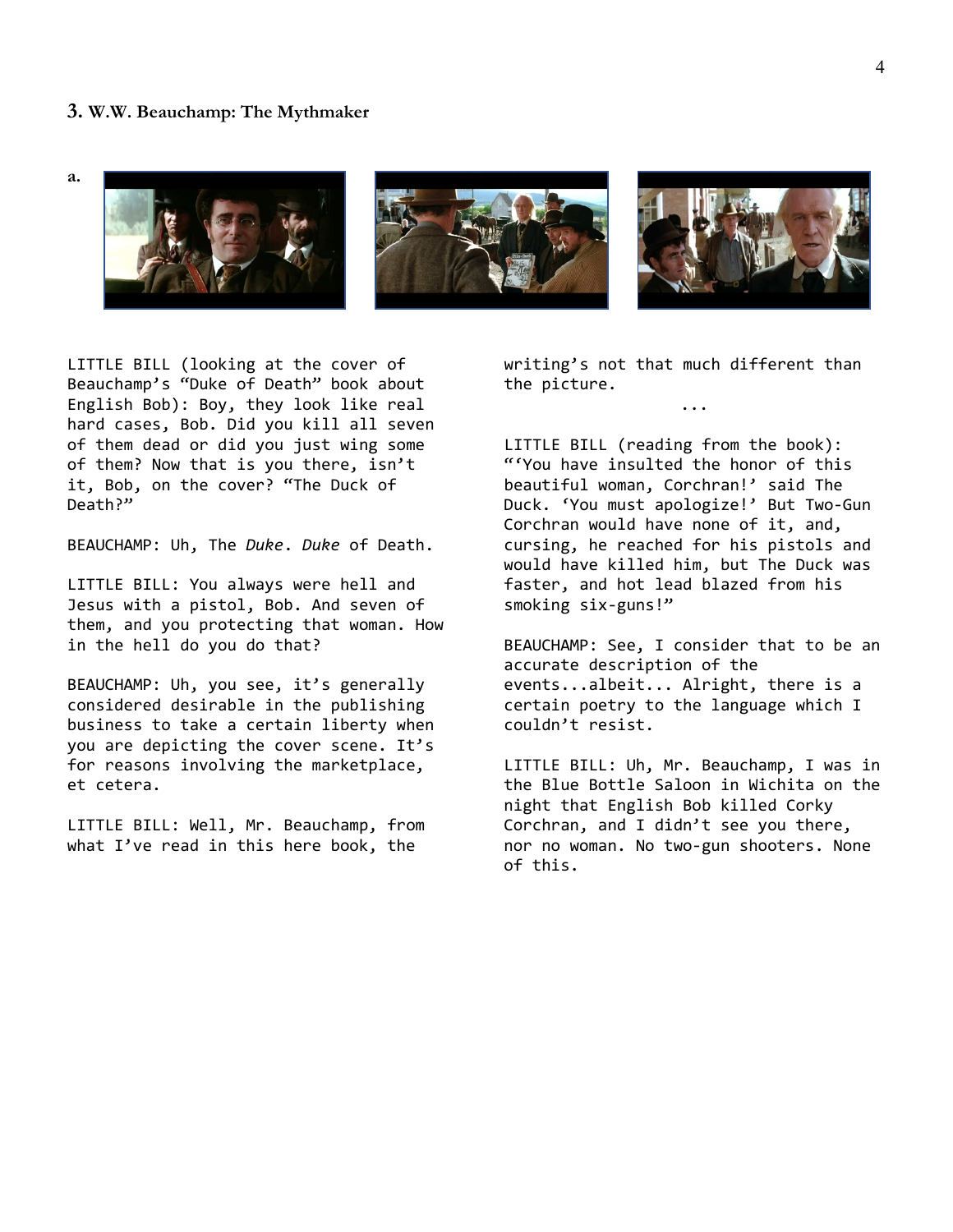### 3. W.W. Beauchamp: The Mythmaker

**a.**

LITTLE BILL (looking at the cover of Beauchamp's "Duke of Death" book about English Bob): Boy, they look like real hard cases, Bob. Did you kill all seven of them dead or did you just wing some of them? Now that is you there, isn't it, Bob, on the cover? "The Duck of Death?"

BEAUCHAMP: Uh, The *Duke*. *Duke* of Death.

LITTLE BILL: You always were hell and Jesus with a pistol, Bob. And seven of them, and you protecting that woman. How in the hell do you do that?

BEAUCHAMP: Uh, you see, it's generally considered desirable in the publishing business to take a certain liberty when you are depicting the cover scene. It's for reasons involving the marketplace, et cetera.

LITTLE BILL: Well, Mr. Beauchamp, from what I've read in this here book, the writing's not that much different than the picture.

...

LITTLE BILL (reading from the book): "'You have insulted the honor of this beautiful woman, Corchran!' said The Duck. 'You must apologize!' But Two-Gun Corchran would have none of it, and, cursing, he reached for his pistols and would have killed him, but The Duck was faster, and hot lead blazed from his smoking six-guns!"

BEAUCHAMP: See, I consider that to be an accurate description of the events...albeit... Alright, there is a certain poetry to the language which I couldn't resist.

LITTLE BILL: Uh, Mr. Beauchamp, I was in the Blue Bottle Saloon in Wichita on the night that English Bob killed Corky Corchran, and I didn't see you there, nor no woman. No two-gun shooters. None of this.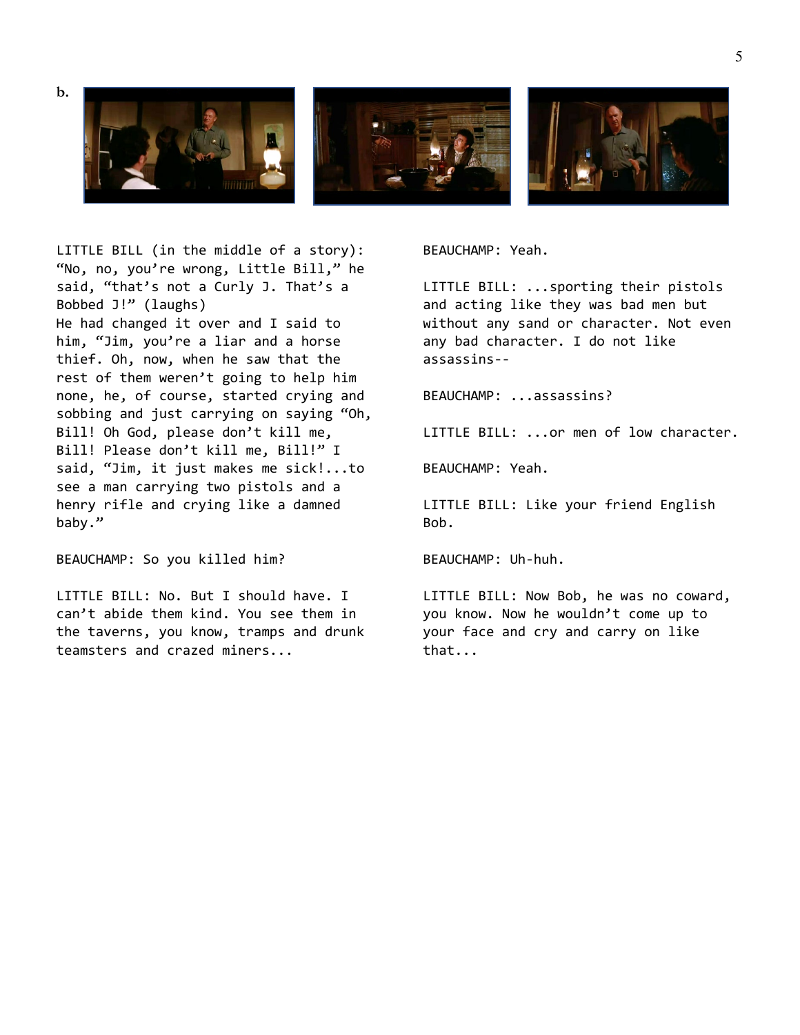**b.**

LITTLE BILL (in the middle of a story): "No, no, you're wrong, Little Bill," he said, "that's not a Curly J. That's a Bobbed J!" (laughs)
He had changed it over and I said to him, "Jim, you're a liar and a horse thief. Oh, now, when he saw that the rest of them weren't going to help him none, he, of course, started crying and sobbing and just carrying on saying "Oh, Bill! Oh God, please don't kill me, Bill! Please don't kill me, Bill!" I said, "Jim, it just makes me sick!...to see a man carrying two pistols and a henry rifle and crying like a damned baby."

BEAUCHAMP: So you killed him?

LITTLE BILL: No. But I should have. I can't abide them kind. You see them in the taverns, you know, tramps and drunk teamsters and crazed miners...

BEAUCHAMP: Yeah.

LITTLE BILL: ...sporting their pistols and acting like they was bad men but without any sand or character. Not even any bad character. I do not like assassins--

BEAUCHAMP: ...assassins?

LITTLE BILL: ...or men of low character.

BEAUCHAMP: Yeah.

LITTLE BILL: Like your friend English Bob.

BEAUCHAMP: Uh-huh.

LITTLE BILL: Now Bob, he was no coward, you know. Now he wouldn't come up to your face and cry and carry on like that...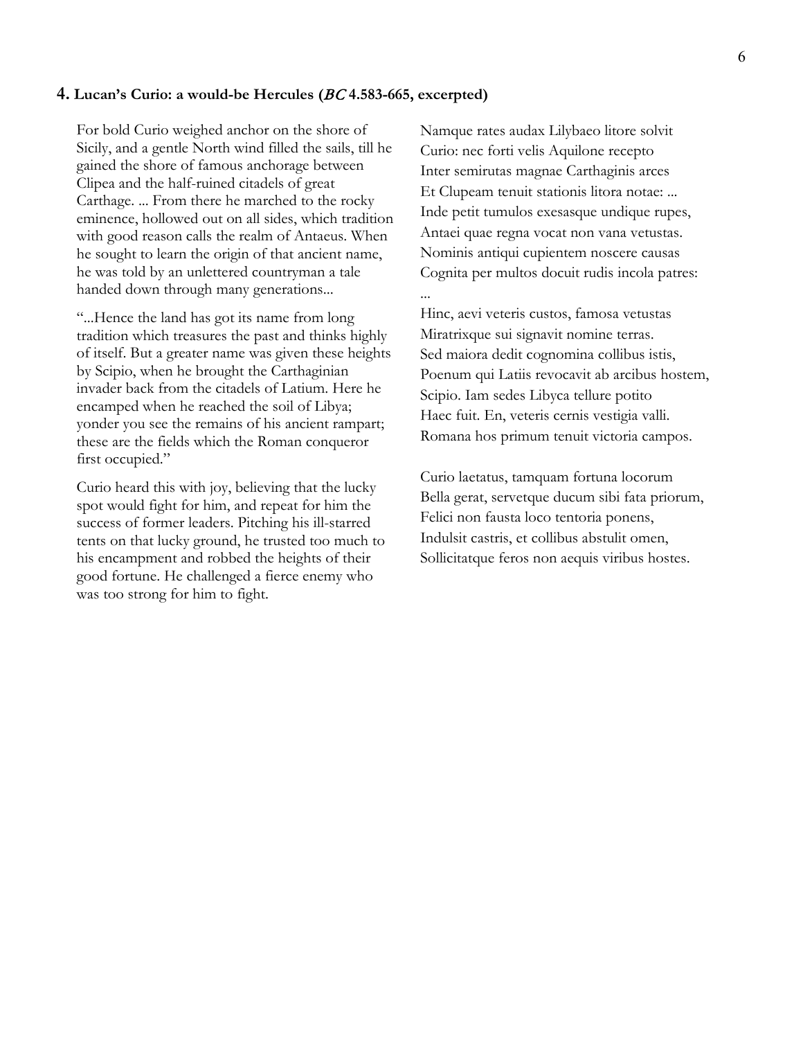## 4. Lucan's Curio: a would-be Hercules (*BC* 4.583-665, excerpted)

For bold Curio weighed anchor on the shore of Sicily, and a gentle North wind filled the sails, till he gained the shore of famous anchorage between Clipea and the half-ruined citadels of great Carthage. ... From there he marched to the rocky eminence, hollowed out on all sides, which tradition with good reason calls the realm of Antaeus. When he sought to learn the origin of that ancient name, he was told by an unlettered countryman a tale handed down through many generations...

"...Hence the land has got its name from long tradition which treasures the past and thinks highly of itself. But a greater name was given these heights by Scipio, when he brought the Carthaginian invader back from the citadels of Latium. Here he encamped when he reached the soil of Libya; yonder you see the remains of his ancient rampart; these are the fields which the Roman conqueror first occupied."

Curio heard this with joy, believing that the lucky spot would fight for him, and repeat for him the success of former leaders. Pitching his ill-starred tents on that lucky ground, he trusted too much to his encampment and robbed the heights of their good fortune. He challenged a fierce enemy who was too strong for him to fight.

Namque rates audax Lilybaeo litore solvit  
Curio: nec forti velis Aquilone recepto  
Inter semirutas magnae Carthaginis arces  
Et Clupeam tenuit stationis litora notae: ...  
Inde petit tumulos exesasque undique rupes,  
Antaei quae regna vocat non vana vetustas.  
Nominis antiqui cupientem noscere causas  
Cognita per multos docuit rudis incola patres:  
...  
Hinc, aevi veteris custos, famosa vetustas  
Miratrixque sui signavit nomine terras.  
Sed maiora dedit cognomina collibus istis,  
Poenum qui Latiis revocavit ab arcibus hostem,  
Scipio. Iam sedes Libyca tellure potito  
Haec fuit. En, veteris cernis vestigia valli.  
Romana hos primum tenuit victoria campos.

Curio laetatus, tamquam fortuna locorum  
Bella gerat, servetque ducum sibi fata priorum,  
Felici non fausta loco tentoria ponens,  
Indulsit castris, et collibus abstulit omen,  
Sollicitatque feros non aequis viribus hostes.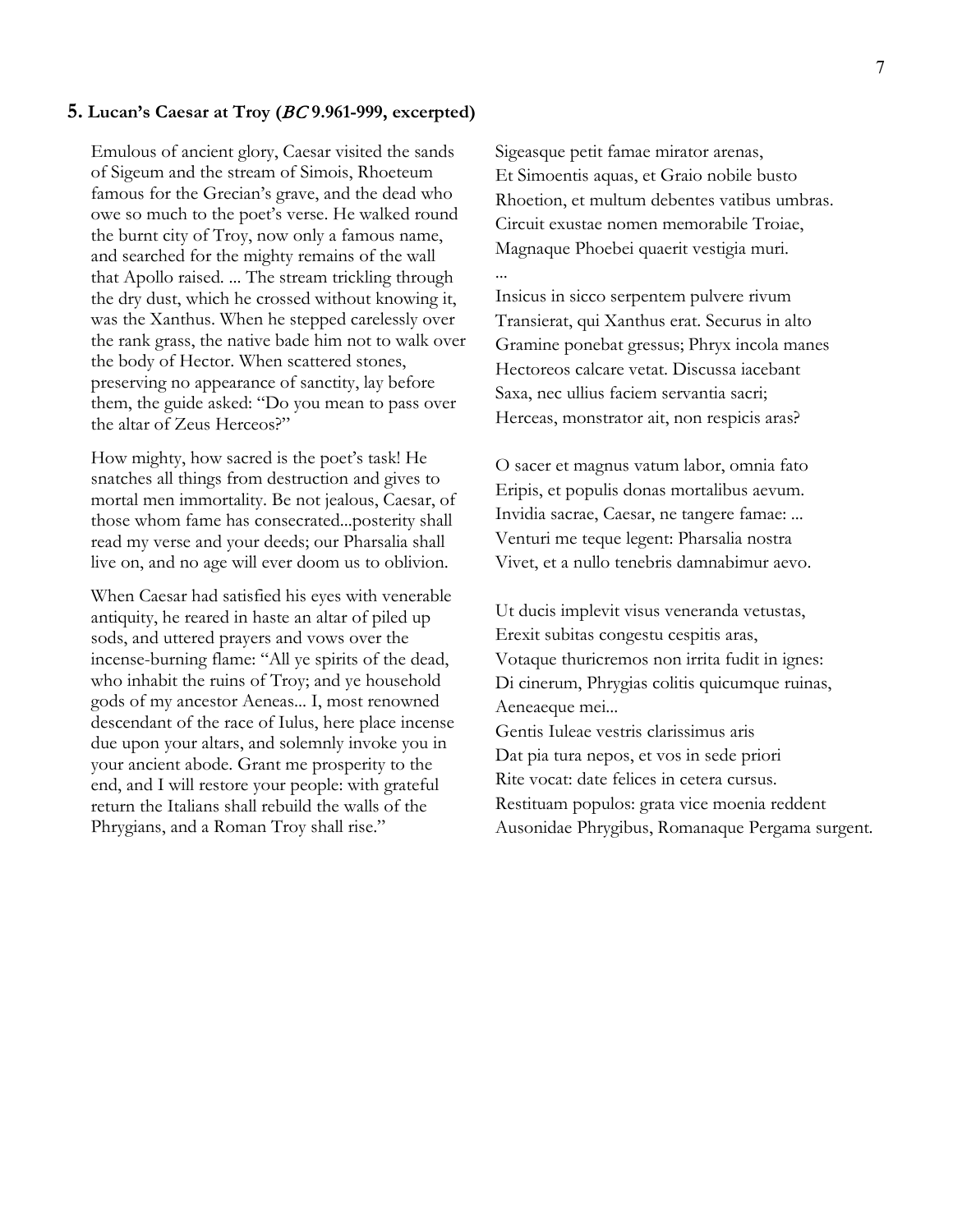### 5. Lucan's Caesar at Troy (*BC* 9.961-999, excerpted)

Emulous of ancient glory, Caesar visited the sands of Sigeum and the stream of Simois, Rhoeteum famous for the Grecian's grave, and the dead who owe so much to the poet's verse. He walked round the burnt city of Troy, now only a famous name, and searched for the mighty remains of the wall that Apollo raised. ... The stream trickling through the dry dust, which he crossed without knowing it, was the Xanthus. When he stepped carelessly over the rank grass, the native bade him not to walk over the body of Hector. When scattered stones, preserving no appearance of sanctity, lay before them, the guide asked: "Do you mean to pass over the altar of Zeus Herceos?"

How mighty, how sacred is the poet's task! He snatches all things from destruction and gives to mortal men immortality. Be not jealous, Caesar, of those whom fame has consecrated...posterity shall read my verse and your deeds; our Pharsalia shall live on, and no age will ever doom us to oblivion.

When Caesar had satisfied his eyes with venerable antiquity, he reared in haste an altar of piled up sods, and uttered prayers and vows over the incense-burning flame: "All ye spirits of the dead, who inhabit the ruins of Troy; and ye household gods of my ancestor Aeneas... I, most renowned descendant of the race of Iulus, here place incense due upon your altars, and solemnly invoke you in your ancient abode. Grant me prosperity to the end, and I will restore your people: with grateful return the Italians shall rebuild the walls of the Phrygians, and a Roman Troy shall rise."

Sigeasque petit famae mirator arenas,
Et Simoentis aquas, et Graio nobile busto
Rhoetion, et multum debentes vatibus umbras.
Circuit exustae nomen memorabile Troiae,
Magnaque Phoebei quaerit vestigia muri.
...
Insicus in sicco serpentem pulvere rivum
Transierat, qui Xanthus erat. Securus in alto
Gramine ponebat gressus; Phryx incola manes
Hectoreos calcare vetat. Discussa iacebant
Saxa, nec ullius faciem servantia sacri;
Herceas, monstrator ait, non respicis aras?

O sacer et magnus vatum labor, omnia fato
Eripis, et populis donas mortalibus aevum.
Invidia sacrae, Caesar, ne tangere famae: ...
Venturi me teque legent: Pharsalia nostra
Vivet, et a nullo tenebris damnabimur aevo.

Ut ducis implevit visus veneranda vetustas,
Erexit subitas congestu cespitis aras,
Votaque thuricremos non irrita fudit in ignes:
Di cinerum, Phrygias colitis quicumque ruinas,
Aeneaeque mei...
Gentis Iuleae vestris clarissimus aris
Dat pia tura nepos, et vos in sede priori
Rite vocat: date felices in cetera cursus.
Restituam populos: grata vice moenia reddent
Ausonidae Phrygibus, Romanaque Pergama surgent.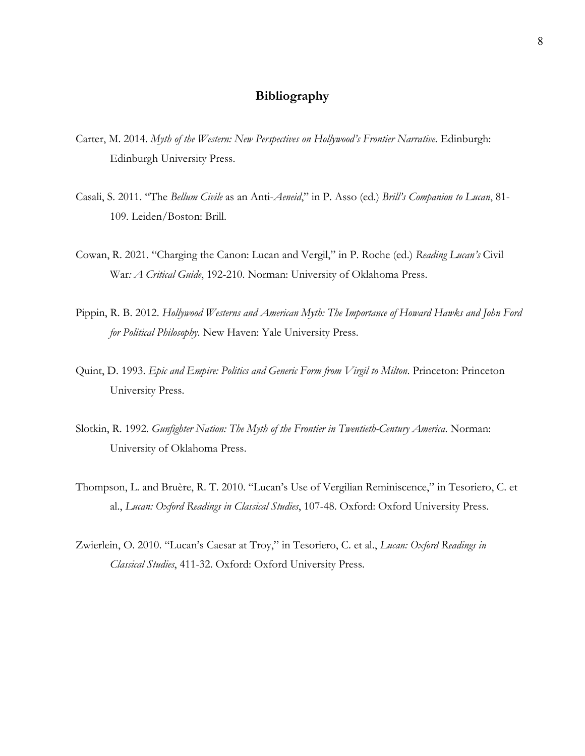# Bibliography

Carter, M. 2014. *Myth of the Western: New Perspectives on Hollywood's Frontier Narrative*. Edinburgh: Edinburgh University Press.

Casali, S. 2011. "The *Bellum Civile* as an Anti-*Aeneid*," in P. Asso (ed.) *Brill's Companion to Lucan*, 81-109. Leiden/Boston: Brill.

Cowan, R. 2021. "Charging the Canon: Lucan and Vergil," in P. Roche (ed.) *Reading Lucan's* Civil War*: A Critical Guide*, 192-210. Norman: University of Oklahoma Press.

Pippin, R. B. 2012. *Hollywood Westerns and American Myth: The Importance of Howard Hawks and John Ford for Political Philosophy*. New Haven: Yale University Press.

Quint, D. 1993. *Epic and Empire: Politics and Generic Form from Virgil to Milton*. Princeton: Princeton University Press.

Slotkin, R. 1992. *Gunfighter Nation: The Myth of the Frontier in Twentieth-Century America*. Norman: University of Oklahoma Press.

Thompson, L. and Bruère, R. T. 2010. "Lucan's Use of Vergilian Reminiscence," in Tesoriero, C. et al., *Lucan: Oxford Readings in Classical Studies*, 107-48. Oxford: Oxford University Press.

Zwierlein, O. 2010. "Lucan's Caesar at Troy," in Tesoriero, C. et al., *Lucan: Oxford Readings in Classical Studies*, 411-32. Oxford: Oxford University Press.